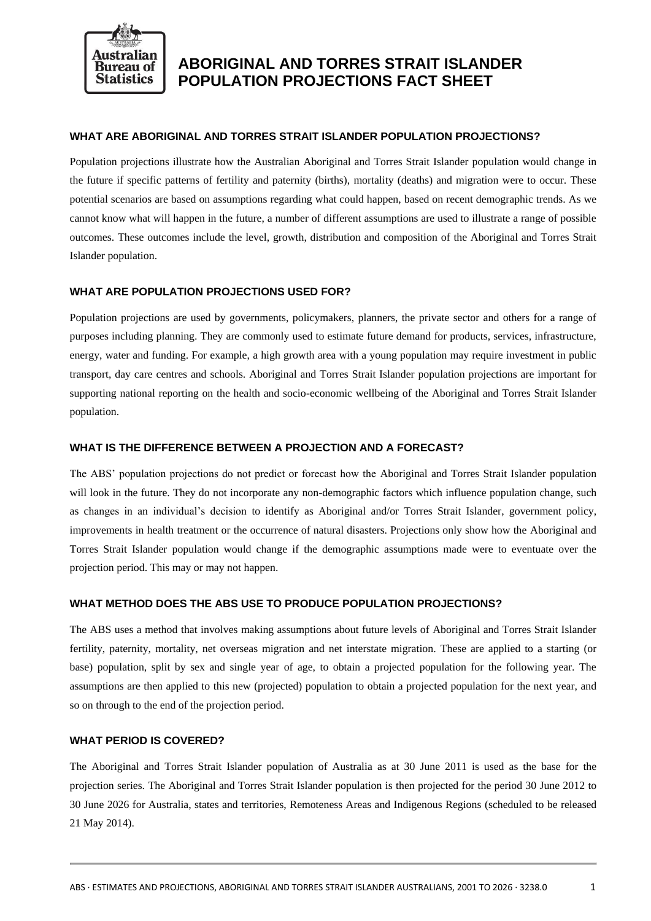# ABORIGINAL AND TORRES STRAIT ISLANDER POPULATION PROJECTIONS FACT SHEET

### WHAT ARE ABORIGINAL AND TORRES STRAIT ISLANDER POPULATION PROJECTIONS?

Population projections illustrate how the Australian Aboriginal and Torres Strait Islander population would change in the future if specific patterns of fertility and paternity (births), mortality (deaths) and migration were to occur. These potential scenarios are based on assumptions regarding what could happen, based on recent demographic trends. As we cannot know what will happen in the future, a number of different assumptions are used to illustrate a range of possible outcomes. These outcomes include the level, growth, distribution and composition of the Aboriginal and Torres Strait Islander population.

### WHAT ARE POPULATION PROJECTIONS USED FOR?

Population projections are used by governments, policymakers, planners, the private sector and others for a range of purposes including planning. They are commonly used to estimate future demand for products, services, infrastructure, energy, water and funding. For example, a high growth area with a young population may require investment in public transport, day care centres and schools. Aboriginal and Torres Strait Islander population projections are important for supporting national reporting on the health and socio-economic wellbeing of the Aboriginal and Torres Strait Islander population.

### WHAT IS THE DIFFERENCE BETWEEN A PROJECTION AND A FORECAST?

The ABS' population projections do not predict or forecast how the Aboriginal and Torres Strait Islander population will look in the future. They do not incorporate any non-demographic factors which influence population change, such as changes in an individual's decision to identify as Aboriginal and/or Torres Strait Islander, government policy, improvements in health treatment or the occurrence of natural disasters. Projections only show how the Aboriginal and Torres Strait Islander population would change if the demographic assumptions made were to eventuate over the projection period. This may or may not happen.

### WHAT METHOD DOES THE ABS USE TO PRODUCE POPULATION PROJECTIONS?

The ABS uses a method that involves making assumptions about future levels of Aboriginal and Torres Strait Islander fertility, paternity, mortality, net overseas migration and net interstate migration. These are applied to a starting (or base) population, split by sex and single year of age, to obtain a projected population for the following year. The assumptions are then applied to this new (projected) population to obtain a projected population for the next year, and so on through to the end of the projection period.

### WHAT PERIOD IS COVERED?

The Aboriginal and Torres Strait Islander population of Australia as at 30 June 2011 is used as the base for the projection series. The Aboriginal and Torres Strait Islander population is then projected for the period 30 June 2012 to 30 June 2026 for Australia, states and territories, Remoteness Areas and Indigenous Regions (scheduled to be released 21 May 2014).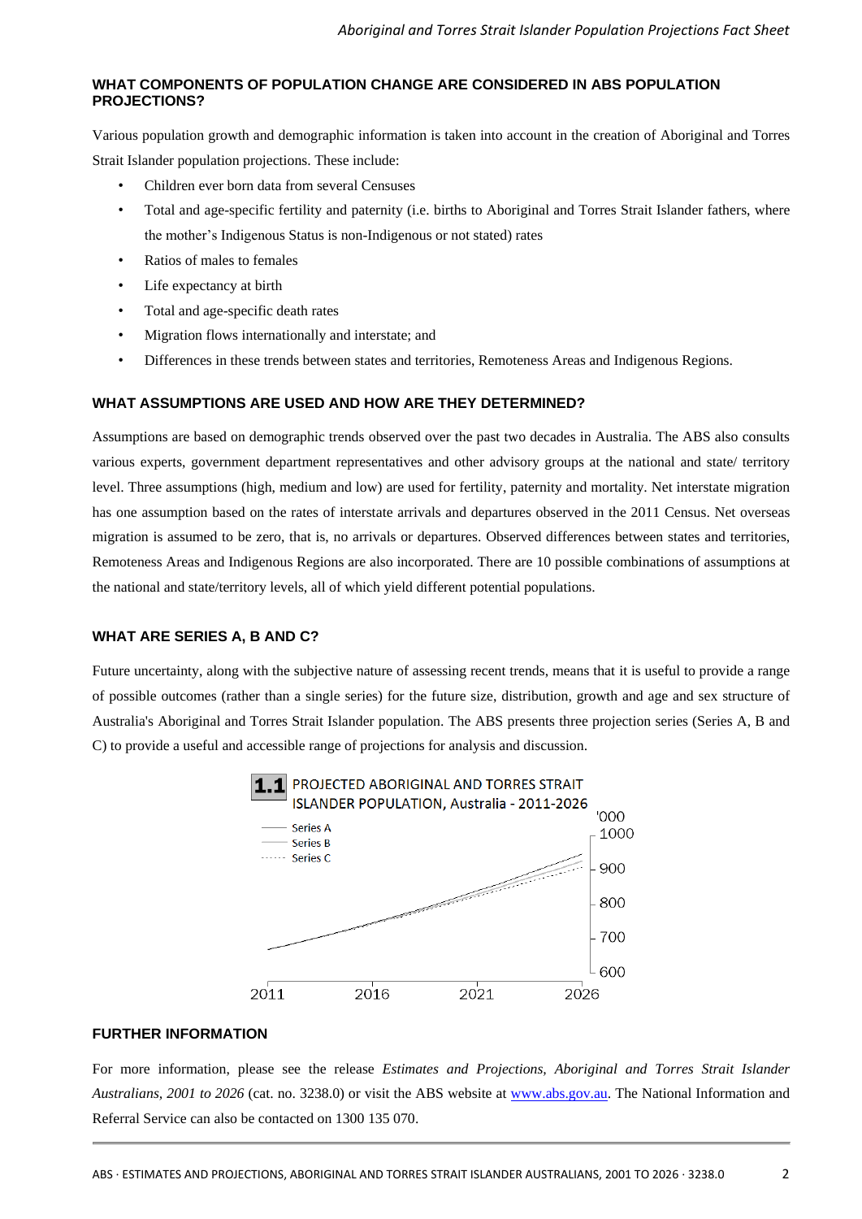## WHAT COMPONENTS OF POPULATION CHANGE ARE CONSIDERED IN ABS POPULATION PROJECTIONS?

Various population growth and demographic information is taken into account in the creation of Aboriginal and Torres Strait Islander population projections. These include:

- Children ever born data from several Censuses
- Total and age-specific fertility and paternity (i.e. births to Aboriginal and Torres Strait Islander fathers, where the mother's Indigenous Status is non-Indigenous or not stated) rates
- Ratios of males to females
- Life expectancy at birth
- Total and age-specific death rates
- Migration flows internationally and interstate; and
- Differences in these trends between states and territories, Remoteness Areas and Indigenous Regions.

## WHAT ASSUMPTIONS ARE USED AND HOW ARE THEY DETERMINED?

Assumptions are based on demographic trends observed over the past two decades in Australia. The ABS also consults various experts, government department representatives and other advisory groups at the national and state/ territory level. Three assumptions (high, medium and low) are used for fertility, paternity and mortality. Net interstate migration has one assumption based on the rates of interstate arrivals and departures observed in the 2011 Census. Net overseas migration is assumed to be zero, that is, no arrivals or departures. Observed differences between states and territories, Remoteness Areas and Indigenous Regions are also incorporated. There are 10 possible combinations of assumptions at the national and state/territory levels, all of which yield different potential populations.

## WHAT ARE SERIES A, B AND C?

Future uncertainty, along with the subjective nature of assessing recent trends, means that it is useful to provide a range of possible outcomes (rather than a single series) for the future size, distribution, growth and age and sex structure of Australia's Aboriginal and Torres Strait Islander population. The ABS presents three projection series (Series A, B and C) to provide a useful and accessible range of projections for analysis and discussion.

**1.1** PROJECTED ABORIGINAL AND TORRES STRAIT ISLANDER POPULATION, Australia - 2011-2026

Series A
Series B
Series C

'000
1000
900
800
700
600

2011 2016 2021 2026

## FURTHER INFORMATION

For more information, please see the release *Estimates and Projections, Aboriginal and Torres Strait Islander Australians, 2001 to 2026* (cat. no. 3238.0) or visit the ABS website at www.abs.gov.au. The National Information and Referral Service can also be contacted on 1300 135 070.